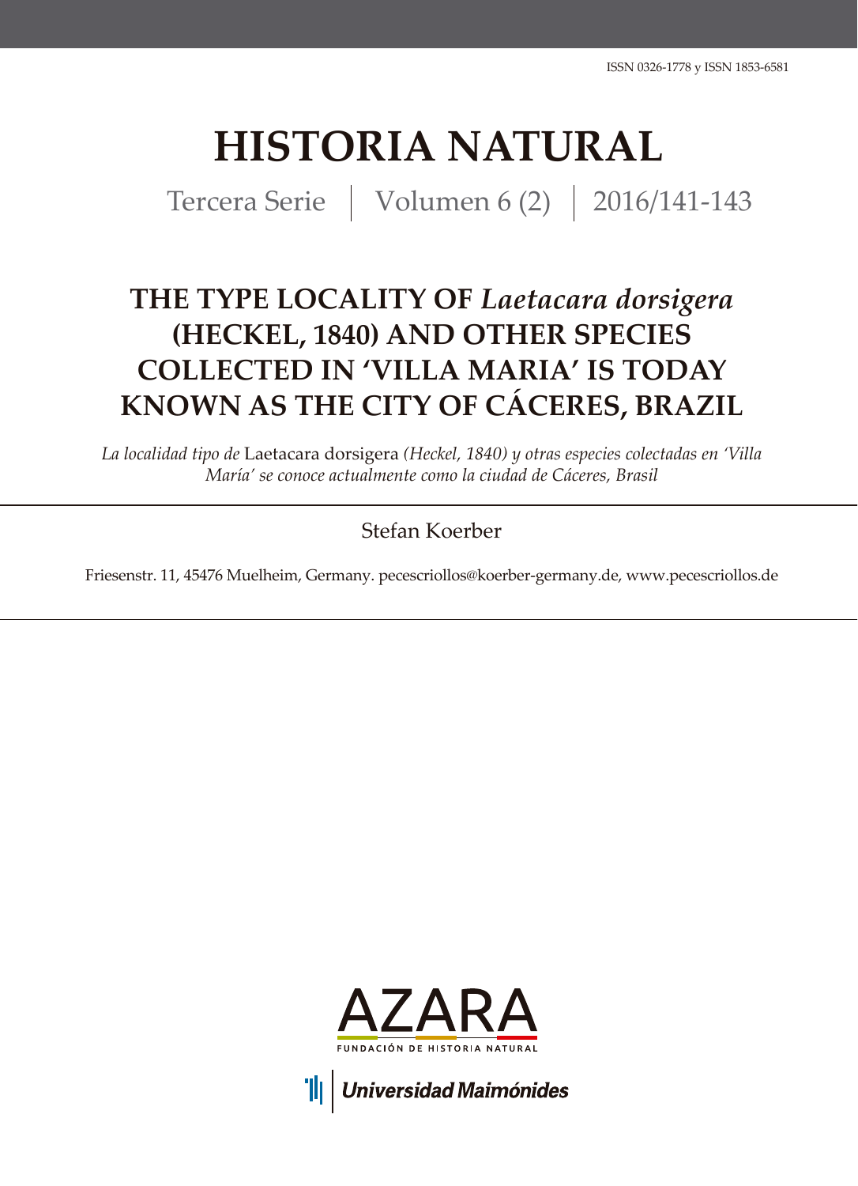ISSN 0326-1778 y ISSN 1853-6581

# HISTORIA NATURAL

Tercera Serie | Volumen 6 (2) | 2016/141-143

## THE TYPE LOCALITY OF *Laetacara dorsigera* (HECKEL, 1840) AND OTHER SPECIES COLLECTED IN 'VILLA MARIA' IS TODAY KNOWN AS THE CITY OF CÁCERES, BRAZIL

*La localidad tipo de* Laetacara dorsigera *(Heckel, 1840) y otras especies colectadas en 'Villa María' se conoce actualmente como la ciudad de Cáceres, Brasil*

Stefan Koerber

Friesenstr. 11, 45476 Muelheim, Germany. pecescriollos@koerber-germany.de, www.pecescriollos.de

AZARA
FUNDACIÓN DE HISTORIA NATURAL

Universidad Maimónides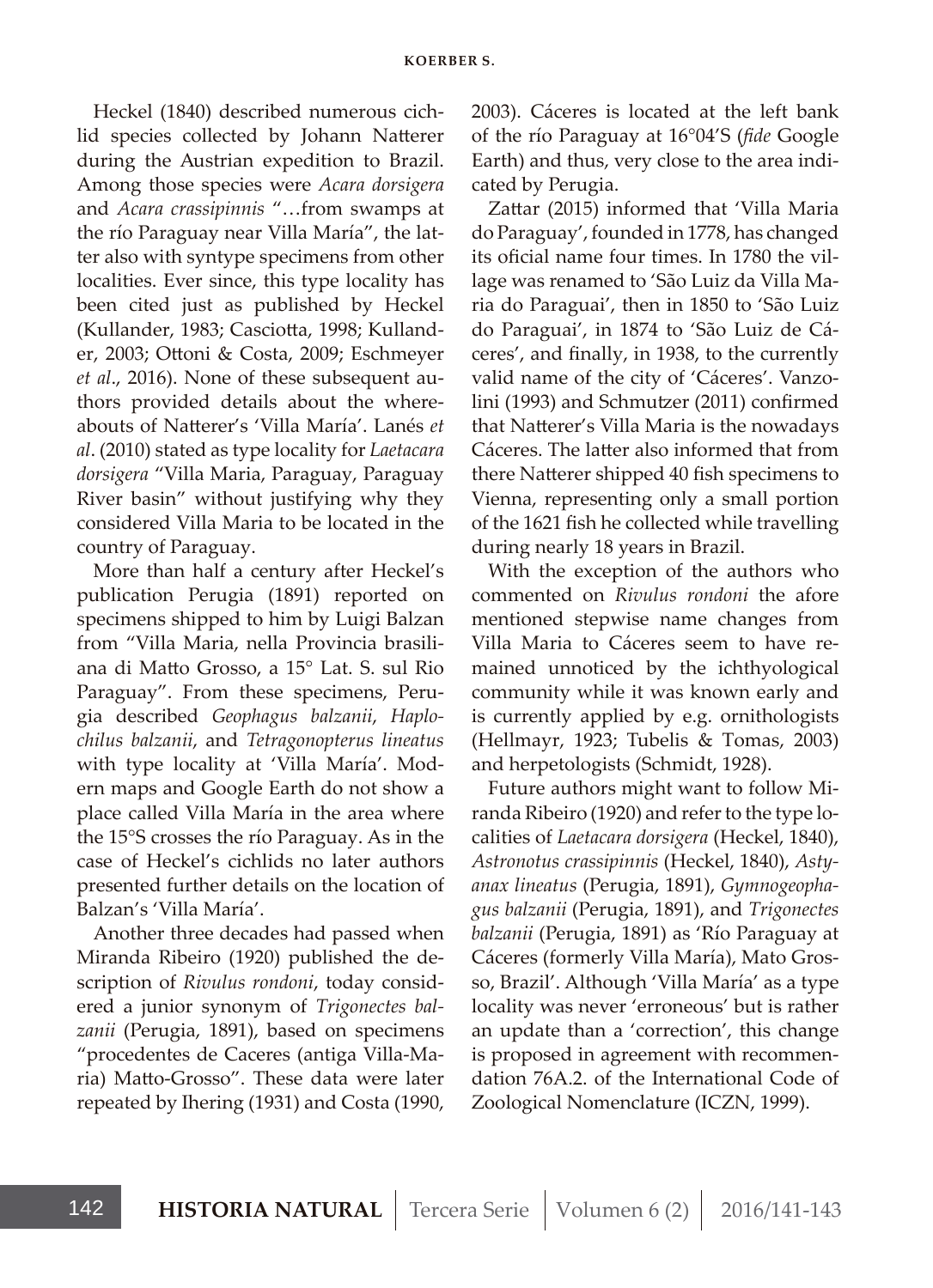Heckel (1840) described numerous cichlid species collected by Johann Natterer during the Austrian expedition to Brazil. Among those species were *Acara dorsigera* and *Acara crassipinnis* "…from swamps at the río Paraguay near Villa María", the latter also with syntype specimens from other localities. Ever since, this type locality has been cited just as published by Heckel (Kullander, 1983; Casciotta, 1998; Kullander, 2003; Ottoni & Costa, 2009; Eschmeyer *et al*., 2016). None of these subsequent authors provided details about the whereabouts of Natterer's 'Villa María'. Lanés *et al*. (2010) stated as type locality for *Laetacara dorsigera* "Villa Maria, Paraguay, Paraguay River basin" without justifying why they considered Villa Maria to be located in the country of Paraguay.

More than half a century after Heckel's publication Perugia (1891) reported on specimens shipped to him by Luigi Balzan from "Villa Maria, nella Provincia brasiliana di Matto Grosso, a 15° Lat. S. sul Rio Paraguay". From these specimens, Perugia described *Geophagus balzanii*, *Haplochilus balzanii*, and *Tetragonopterus lineatus* with type locality at 'Villa María'. Modern maps and Google Earth do not show a place called Villa María in the area where the 15°S crosses the río Paraguay. As in the case of Heckel's cichlids no later authors presented further details on the location of Balzan's 'Villa María'.

Another three decades had passed when Miranda Ribeiro (1920) published the description of *Rivulus rondoni*, today considered a junior synonym of *Trigonectes balzanii* (Perugia, 1891), based on specimens "procedentes de Caceres (antiga Villa-Maria) Matto-Grosso". These data were later repeated by Ihering (1931) and Costa (1990, 2003). Cáceres is located at the left bank of the río Paraguay at 16°04'S (*fide* Google Earth) and thus, very close to the area indicated by Perugia.

Zattar (2015) informed that 'Villa Maria do Paraguay', founded in 1778, has changed its oficial name four times. In 1780 the village was renamed to 'São Luiz da Villa Maria do Paraguai', then in 1850 to 'São Luiz do Paraguai', in 1874 to 'São Luiz de Cáceres', and finally, in 1938, to the currently valid name of the city of 'Cáceres'. Vanzolini (1993) and Schmutzer (2011) confirmed that Natterer's Villa Maria is the nowadays Cáceres. The latter also informed that from there Natterer shipped 40 fish specimens to Vienna, representing only a small portion of the 1621 fish he collected while travelling during nearly 18 years in Brazil.

With the exception of the authors who commented on *Rivulus rondoni* the afore mentioned stepwise name changes from Villa Maria to Cáceres seem to have remained unnoticed by the ichthyological community while it was known early and is currently applied by e.g. ornithologists (Hellmayr, 1923; Tubelis & Tomas, 2003) and herpetologists (Schmidt, 1928).

Future authors might want to follow Miranda Ribeiro (1920) and refer to the type localities of *Laetacara dorsigera* (Heckel, 1840), *Astronotus crassipinnis* (Heckel, 1840), *Astyanax lineatus* (Perugia, 1891), *Gymnogeophagus balzanii* (Perugia, 1891), and *Trigonectes balzanii* (Perugia, 1891) as 'Río Paraguay at Cáceres (formerly Villa María), Mato Grosso, Brazil'. Although 'Villa María' as a type locality was never 'erroneous' but is rather an update than a 'correction', this change is proposed in agreement with recommendation 76A.2. of the International Code of Zoological Nomenclature (ICZN, 1999).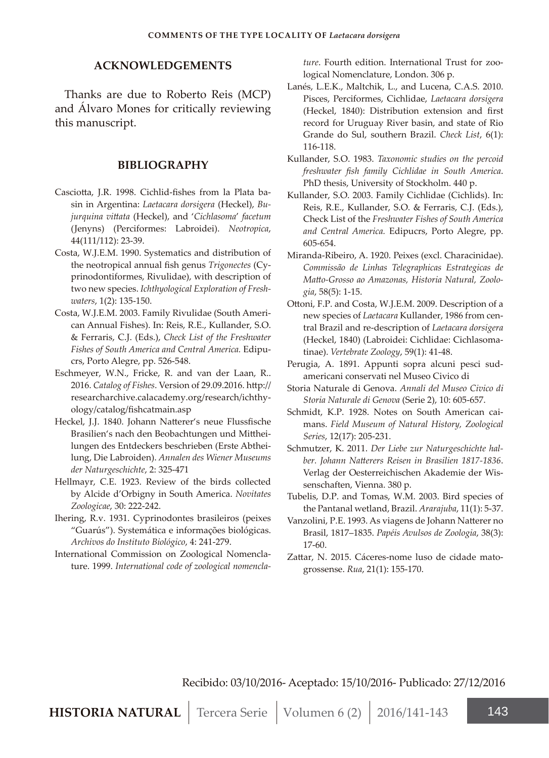## ACKNOWLEDGEMENTS

Thanks are due to Roberto Reis (MCP) and Álvaro Mones for critically reviewing this manuscript.

## BIBLIOGRAPHY

Casciotta, J.R. 1998. Cichlid-fishes from la Plata basin in Argentina: *Laetacara dorsigera* (Heckel), *Bujurquina vittata* (Heckel), and '*Cichlasoma*' *facetum* (Jenyns) (Perciformes: Labroidei). *Neotropica*, 44(111/112): 23-39.

Costa, W.J.E.M. 1990. Systematics and distribution of the neotropical annual fish genus *Trigonectes* (Cyprinodontiformes, Rivulidae), with description of two new species. *Ichthyological Exploration of Freshwaters*, 1(2): 135-150.

Costa, W.J.E.M. 2003. Family Rivulidae (South American Annual Fishes). In: Reis, R.E., Kullander, S.O. & Ferraris, C.J. (Eds.), *Check List of the Freshwater Fishes of South America and Central America.* Edipucrs, Porto Alegre, pp. 526-548.

Eschmeyer, W.N., Fricke, R. and van der Laan, R.. 2016. *Catalog of Fishes*. Version of 29.09.2016. http://researcharchive.calacademy.org/research/ichthyology/catalog/fishcatmain.asp

Heckel, J.J. 1840. Johann Natterer's neue Flussfische Brasilien's nach den Beobachtungen und Mittheilungen des Entdeckers beschrieben (Erste Abtheilung, Die Labroiden). *Annalen des Wiener Museums der Naturgeschichte*, 2: 325-471

Hellmayr, C.E. 1923. Review of the birds collected by Alcide d'Orbigny in South America. *Novitates Zoologicae*, 30: 222-242.

Ihering, R.v. 1931. Cyprinodontes brasileiros (peixes "Guarús"). Systemática e informações biológicas. *Archivos do Instituto Biológico*, 4: 241-279.

International Commission on Zoological Nomenclature. 1999. *International code of zoological nomenclature*. Fourth edition. International Trust for zoological Nomenclature, London. 306 p.

Lanés, L.E.K., Maltchik, L., and Lucena, C.A.S. 2010. Pisces, Perciformes, Cichlidae, *Laetacara dorsigera* (Heckel, 1840): Distribution extension and first record for Uruguay River basin, and state of Rio Grande do Sul, southern Brazil. *Check List*, 6(1): 116-118.

Kullander, S.O. 1983. *Taxonomic studies on the percoid freshwater fish family Cichlidae in South America*. PhD thesis, University of Stockholm. 440 p.

Kullander, S.O. 2003. Family Cichlidae (Cichlids). In: Reis, R.E., Kullander, S.O. & Ferraris, C.J. (Eds.), Check List of the *Freshwater Fishes of South America and Central America.* Edipucrs, Porto Alegre, pp. 605-654.

Miranda-Ribeiro, A. 1920. Peixes (excl. Characinidae). *Commissão de Linhas Telegraphicas Estrategicas de Matto-Grosso ao Amazonas, Historia Natural, Zoologia*, 58(5): 1-15.

Ottoni, F.P. and Costa, W.J.E.M. 2009. Description of a new species of *Laetacara* Kullander, 1986 from central Brazil and re-description of *Laetacara dorsigera* (Heckel, 1840) (Labroidei: Cichlidae: Cichlasomatinae). *Vertebrate Zoology*, 59(1): 41-48.

Perugia, A. 1891. Appunti sopra alcuni pesci sudamericani conservati nel Museo Civico di Storia Naturale di Genova. *Annali del Museo Civico di Storia Naturale di Genova* (Serie 2), 10: 605-657.

Schmidt, K.P. 1928. Notes on South American caimans. *Field Museum of Natural History, Zoological Series*, 12(17): 205-231.

Schmutzer, K. 2011. *Der Liebe zur Naturgeschichte halber. Johann Natterers Reisen in Brasilien 1817-1836*. Verlag der Oesterreichischen Akademie der Wissenschaften, Vienna. 380 p.

Tubelis, D.P. and Tomas, W.M. 2003. Bird species of the Pantanal wetland, Brazil. *Ararajuba*, 11(1): 5-37.

Vanzolini, P.E. 1993. As viagens de Johann Natterer no Brasil, 1817–1835. *Papéis Avulsos de Zoologia*, 38(3): 17-60.

Zattar, N. 2015. Cáceres-nome luso de cidade matogrossense. *Rua*, 21(1): 155-170.

Recibido: 03/10/2016- Aceptado: 15/10/2016- Publicado: 27/12/2016